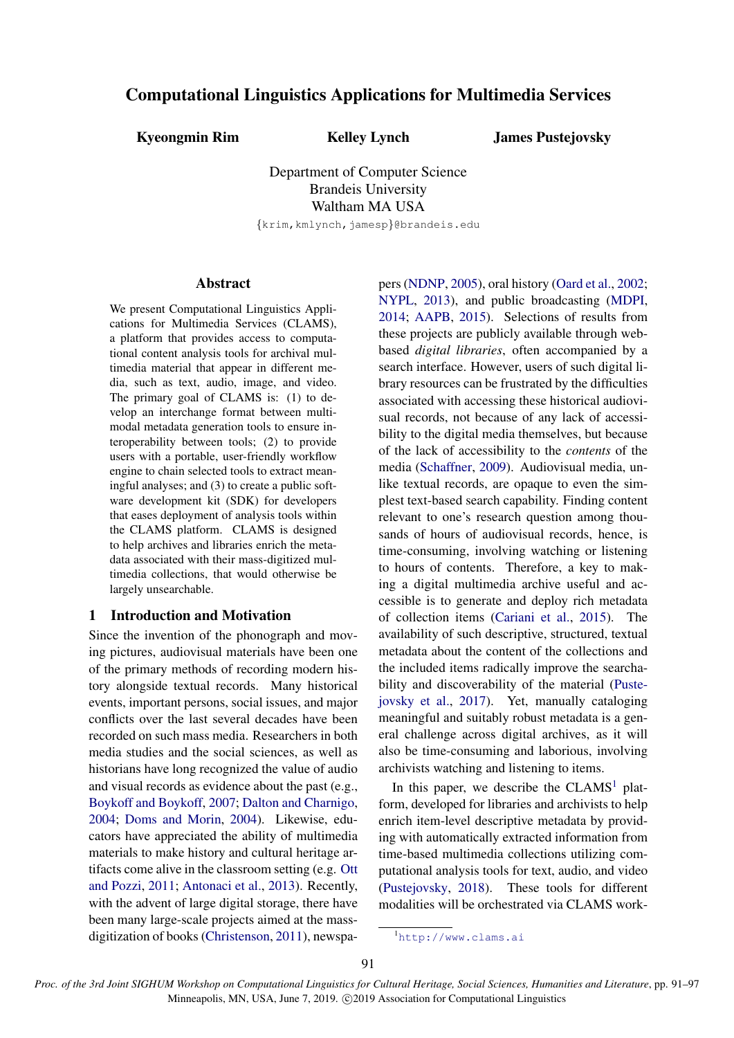# Computational Linguistics Applications for Multimedia Services

**Kyeongmin Rim** **Kelley Lynch** **James Pustejovsky**

Department of Computer Science
Brandeis University
Waltham MA USA
{krim,kmlynch,jamesp}@brandeis.edu

## Abstract

We present Computational Linguistics Applications for Multimedia Services (CLAMS), a platform that provides access to computational content analysis tools for archival multimedia material that appear in different media, such as text, audio, image, and video. The primary goal of CLAMS is: (1) to develop an interchange format between multimodal metadata generation tools to ensure interoperability between tools; (2) to provide users with a portable, user-friendly workflow engine to chain selected tools to extract meaningful analyses; and (3) to create a public software development kit (SDK) for developers that eases deployment of analysis tools within the CLAMS platform. CLAMS is designed to help archives and libraries enrich the metadata associated with their mass-digitized multimedia collections, that would otherwise be largely unsearchable.

## 1 Introduction and Motivation

Since the invention of the phonograph and moving pictures, audiovisual materials have been one of the primary methods of recording modern history alongside textual records. Many historical events, important persons, social issues, and major conflicts over the last several decades have been recorded on such mass media. Researchers in both media studies and the social sciences, as well as historians have long recognized the value of audio and visual records as evidence about the past (e.g., Boykoff and Boykoff, 2007; Dalton and Charnigo, 2004; Doms and Morin, 2004). Likewise, educators have appreciated the ability of multimedia materials to make history and cultural heritage artifacts come alive in the classroom setting (e.g. Ott and Pozzi, 2011; Antonaci et al., 2013). Recently, with the advent of large digital storage, there have been many large-scale projects aimed at the mass-digitization of books (Christenson, 2011), newspapers (NDNP, 2005), oral history (Oard et al., 2002; NYPL, 2013), and public broadcasting (MDPI, 2014; AAPB, 2015). Selections of results from these projects are publicly available through web-based *digital libraries*, often accompanied by a search interface. However, users of such digital library resources can be frustrated by the difficulties associated with accessing these historical audiovisual records, not because of any lack of accessibility to the digital media themselves, but because of the lack of accessibility to the *contents* of the media (Schaffner, 2009). Audiovisual media, unlike textual records, are opaque to even the simplest text-based search capability. Finding content relevant to one's research question among thousands of hours of audiovisual records, hence, is time-consuming, involving watching or listening to hours of contents. Therefore, a key to making a digital multimedia archive useful and accessible is to generate and deploy rich metadata of collection items (Cariani et al., 2015). The availability of such descriptive, structured, textual metadata about the content of the collections and the included items radically improve the searchability and discoverability of the material (Pustejovsky et al., 2017). Yet, manually cataloging meaningful and suitably robust metadata is a general challenge across digital archives, as it will also be time-consuming and laborious, involving archivists watching and listening to items.

In this paper, we describe the CLAMS[1] platform, developed for libraries and archivists to help enrich item-level descriptive metadata by providing with automatically extracted information from time-based multimedia collections utilizing computational analysis tools for text, audio, and video (Pustejovsky, 2018). These tools for different modalities will be orchestrated via CLAMS work-

[1] http://www.clams.ai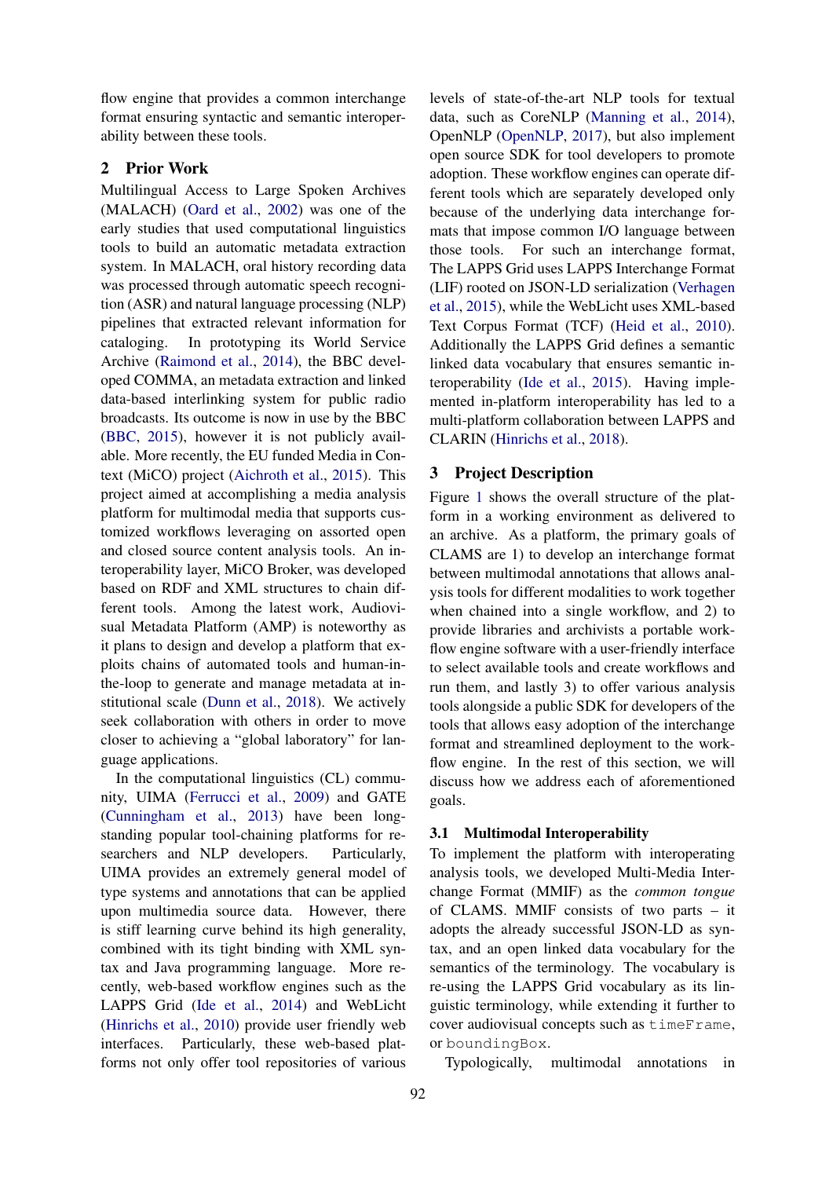flow engine that provides a common interchange format ensuring syntactic and semantic interoperability between these tools.

## 2 Prior Work

Multilingual Access to Large Spoken Archives (MALACH) (Oard et al., 2002) was one of the early studies that used computational linguistics tools to build an automatic metadata extraction system. In MALACH, oral history recording data was processed through automatic speech recognition (ASR) and natural language processing (NLP) pipelines that extracted relevant information for cataloging. In prototyping its World Service Archive (Raimond et al., 2014), the BBC developed COMMA, an metadata extraction and linked data-based interlinking system for public radio broadcasts. Its outcome is now in use by the BBC (BBC, 2015), however it is not publicly available. More recently, the EU funded Media in Context (MiCO) project (Aichroth et al., 2015). This project aimed at accomplishing a media analysis platform for multimodal media that supports customized workflows leveraging on assorted open and closed source content analysis tools. An interoperability layer, MiCO Broker, was developed based on RDF and XML structures to chain different tools. Among the latest work, Audiovisual Metadata Platform (AMP) is noteworthy as it plans to design and develop a platform that exploits chains of automated tools and human-in-the-loop to generate and manage metadata at institutional scale (Dunn et al., 2018). We actively seek collaboration with others in order to move closer to achieving a "global laboratory" for language applications.

In the computational linguistics (CL) community, UIMA (Ferrucci et al., 2009) and GATE (Cunningham et al., 2013) have been longstanding popular tool-chaining platforms for researchers and NLP developers. Particularly, UIMA provides an extremely general model of type systems and annotations that can be applied upon multimedia source data. However, there is stiff learning curve behind its high generality, combined with its tight binding with XML syntax and Java programming language. More recently, web-based workflow engines such as the LAPPS Grid (Ide et al., 2014) and WebLicht (Hinrichs et al., 2010) provide user friendly web interfaces. Particularly, these web-based platforms not only offer tool repositories of various levels of state-of-the-art NLP tools for textual data, such as CoreNLP (Manning et al., 2014), OpenNLP (OpenNLP, 2017), but also implement open source SDK for tool developers to promote adoption. These workflow engines can operate different tools which are separately developed only because of the underlying data interchange formats that impose common I/O language between those tools. For such an interchange format, The LAPPS Grid uses LAPPS Interchange Format (LIF) rooted on JSON-LD serialization (Verhagen et al., 2015), while the WebLicht uses XML-based Text Corpus Format (TCF) (Heid et al., 2010). Additionally the LAPPS Grid defines a semantic linked data vocabulary that ensures semantic interoperability (Ide et al., 2015). Having implemented in-platform interoperability has led to a multi-platform collaboration between LAPPS and CLARIN (Hinrichs et al., 2018).

## 3 Project Description

Figure 1 shows the overall structure of the platform in a working environment as delivered to an archive. As a platform, the primary goals of CLAMS are 1) to develop an interchange format between multimodal annotations that allows analysis tools for different modalities to work together when chained into a single workflow, and 2) to provide libraries and archivists a portable workflow engine software with a user-friendly interface to select available tools and create workflows and run them, and lastly 3) to offer various analysis tools alongside a public SDK for developers of the tools that allows easy adoption of the interchange format and streamlined deployment to the workflow engine. In the rest of this section, we will discuss how we address each of aforementioned goals.

### 3.1 Multimodal Interoperability

To implement the platform with interoperating analysis tools, we developed Multi-Media Interchange Format (MMIF) as the *common tongue* of CLAMS. MMIF consists of two parts – it adopts the already successful JSON-LD as syntax, and an open linked data vocabulary for the semantics of the terminology. The vocabulary is re-using the LAPPS Grid vocabulary as its linguistic terminology, while extending it further to cover audiovisual concepts such as `timeFrame`, or `boundingBox`.

Typologically, multimodal annotations in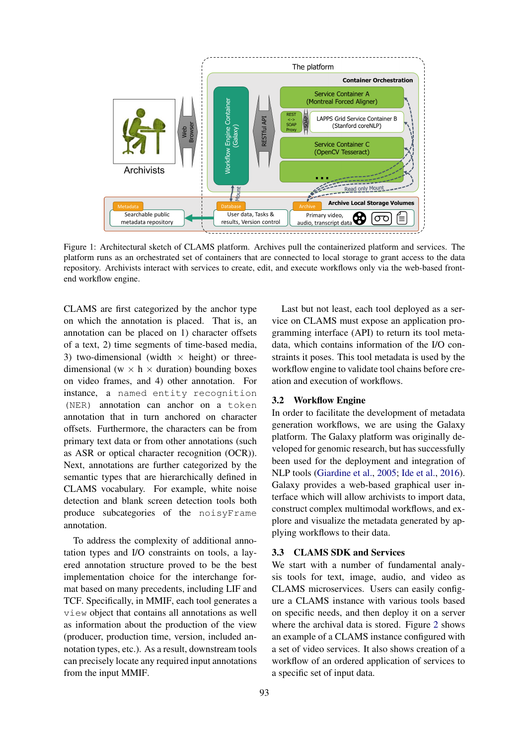The platform

Container Orchestration

Service Container A
(Montreal Forced Aligner)

REST <-> SOAP Proxy

SOAP

LAPPS Grid Service Container B
(Stanford coreNLP)

Service Container C
(OpenCV Tesseract)

...

Read only Mount

Archivists

Web Browser

Workflow Engine Container (Galaxy)

RESTful API

Mount

Metadata

Searchable public metadata repository

Database

User data, Tasks & results, Version control

Archive

Primary video, audio, transcript data

Archive Local Storage Volumes

Figure 1: Architectural sketch of CLAMS platform. Archives pull the containerized platform and services. The platform runs as an orchestrated set of containers that are connected to local storage to grant access to the data repository. Archivists interact with services to create, edit, and execute workflows only via the web-based front-end workflow engine.

CLAMS are first categorized by the anchor type on which the annotation is placed. That is, an annotation can be placed on 1) character offsets of a text, 2) time segments of time-based media, 3) two-dimensional (width × height) or three-dimensional (w × h × duration) bounding boxes on video frames, and 4) other annotation. For instance, a `named entity recognition (NER)` annotation can anchor on a `token` annotation that in turn anchored on character offsets. Furthermore, the characters can be from primary text data or from other annotations (such as ASR or optical character recognition (OCR)). Next, annotations are further categorized by the semantic types that are hierarchically defined in CLAMS vocabulary. For example, white noise detection and blank screen detection tools both produce subcategories of the `noisyFrame` annotation.

To address the complexity of additional annotation types and I/O constraints on tools, a layered annotation structure proved to be the best implementation choice for the interchange format based on many precedents, including LIF and TCF. Specifically, in MMIF, each tool generates a `view` object that contains all annotations as well as information about the production of the view (producer, production time, version, included annotation types, etc.). As a result, downstream tools can precisely locate any required input annotations from the input MMIF.

Last but not least, each tool deployed as a service on CLAMS must expose an application programming interface (API) to return its tool metadata, which contains information of the I/O constraints it poses. This tool metadata is used by the workflow engine to validate tool chains before creation and execution of workflows.

### 3.2 Workflow Engine

In order to facilitate the development of metadata generation workflows, we are using the Galaxy platform. The Galaxy platform was originally developed for genomic research, but has successfully been used for the deployment and integration of NLP tools (Giardine et al., 2005; Ide et al., 2016). Galaxy provides a web-based graphical user interface which will allow archivists to import data, construct complex multimodal workflows, and explore and visualize the metadata generated by applying workflows to their data.

### 3.3 CLAMS SDK and Services

We start with a number of fundamental analysis tools for text, image, audio, and video as CLAMS microservices. Users can easily configure a CLAMS instance with various tools based on specific needs, and then deploy it on a server where the archival data is stored. Figure 2 shows an example of a CLAMS instance configured with a set of video services. It also shows creation of a workflow of an ordered application of services to a specific set of input data.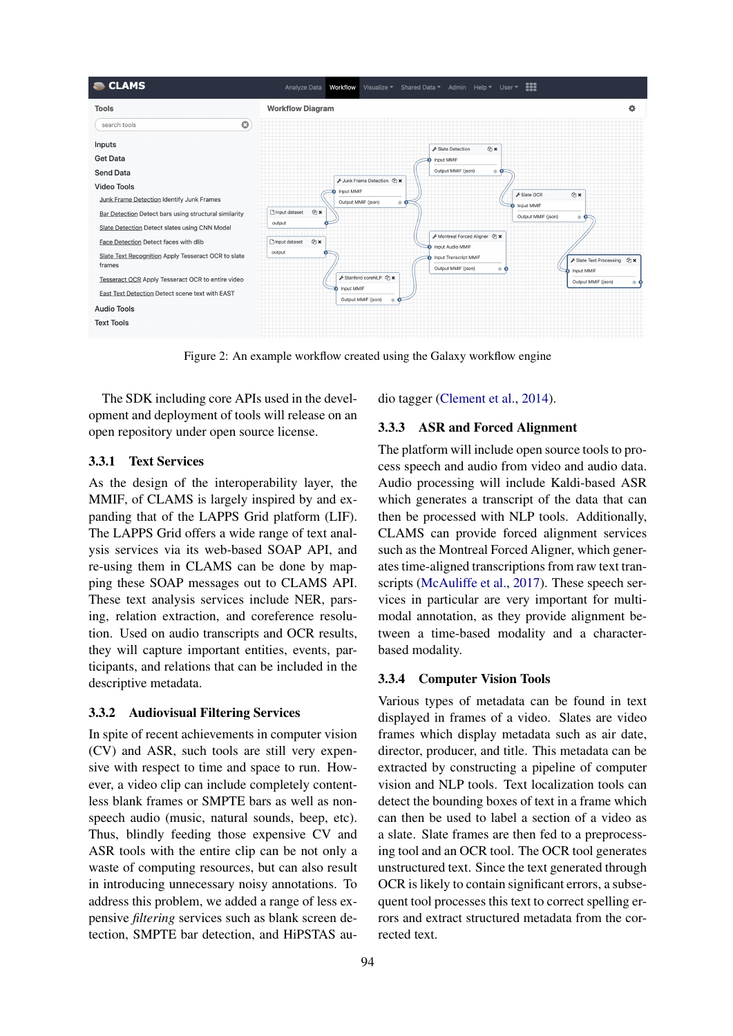Figure 2: An example workflow created using the Galaxy workflow engine

The SDK including core APIs used in the development and deployment of tools will release on an open repository under open source license.

### 3.3.1 Text Services

As the design of the interoperability layer, the MMIF, of CLAMS is largely inspired by and expanding that of the LAPPS Grid platform (LIF). The LAPPS Grid offers a wide range of text analysis services via its web-based SOAP API, and re-using them in CLAMS can be done by mapping these SOAP messages out to CLAMS API. These text analysis services include NER, parsing, relation extraction, and coreference resolution. Used on audio transcripts and OCR results, they will capture important entities, events, participants, and relations that can be included in the descriptive metadata.

### 3.3.2 Audiovisual Filtering Services

In spite of recent achievements in computer vision (CV) and ASR, such tools are still very expensive with respect to time and space to run. However, a video clip can include completely contentless blank frames or SMPTE bars as well as non-speech audio (music, natural sounds, beep, etc). Thus, blindly feeding those expensive CV and ASR tools with the entire clip can be not only a waste of computing resources, but can also result in introducing unnecessary noisy annotations. To address this problem, we added a range of less expensive *filtering* services such as blank screen detection, SMPTE bar detection, and HiPSTAS audio tagger (Clement et al., 2014).

### 3.3.3 ASR and Forced Alignment

The platform will include open source tools to process speech and audio from video and audio data. Audio processing will include Kaldi-based ASR which generates a transcript of the data that can then be processed with NLP tools. Additionally, CLAMS can provide forced alignment services such as the Montreal Forced Aligner, which generates time-aligned transcriptions from raw text transcripts (McAuliffe et al., 2017). These speech services in particular are very important for multimodal annotation, as they provide alignment between a time-based modality and a character-based modality.

### 3.3.4 Computer Vision Tools

Various types of metadata can be found in text displayed in frames of a video. Slates are video frames which display metadata such as air date, director, producer, and title. This metadata can be extracted by constructing a pipeline of computer vision and NLP tools. Text localization tools can detect the bounding boxes of text in a frame which can then be used to label a section of a video as a slate. Slate frames are then fed to a preprocessing tool and an OCR tool. The OCR tool generates unstructured text. Since the text generated through OCR is likely to contain significant errors, a subsequent tool processes this text to correct spelling errors and extract structured metadata from the corrected text.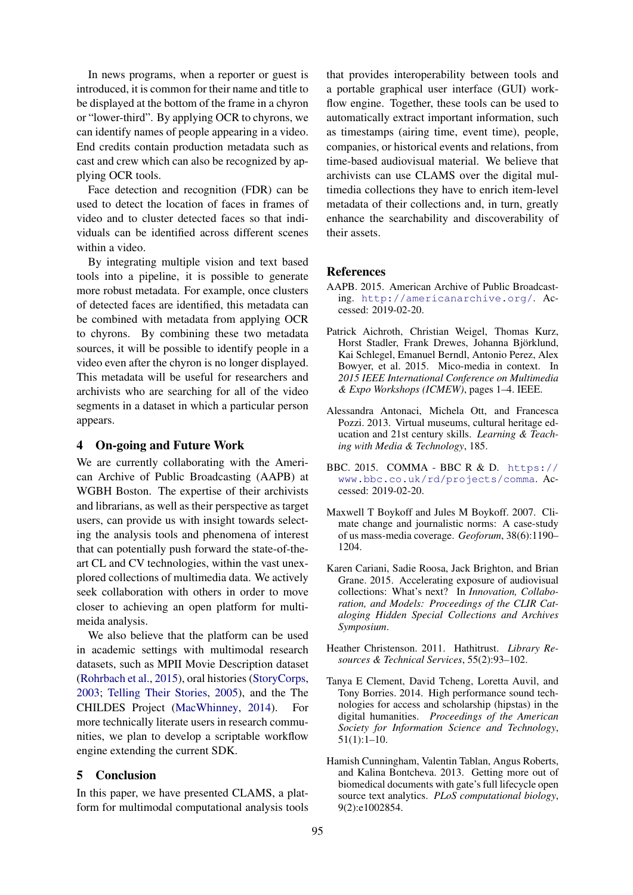In news programs, when a reporter or guest is introduced, it is common for their name and title to be displayed at the bottom of the frame in a chyron or "lower-third". By applying OCR to chyrons, we can identify names of people appearing in a video. End credits contain production metadata such as cast and crew which can also be recognized by applying OCR tools.

Face detection and recognition (FDR) can be used to detect the location of faces in frames of video and to cluster detected faces so that individuals can be identified across different scenes within a video.

By integrating multiple vision and text based tools into a pipeline, it is possible to generate more robust metadata. For example, once clusters of detected faces are identified, this metadata can be combined with metadata from applying OCR to chyrons. By combining these two metadata sources, it will be possible to identify people in a video even after the chyron is no longer displayed. This metadata will be useful for researchers and archivists who are searching for all of the video segments in a dataset in which a particular person appears.

## 4 On-going and Future Work

We are currently collaborating with the American Archive of Public Broadcasting (AAPB) at WGBH Boston. The expertise of their archivists and librarians, as well as their perspective as target users, can provide us with insight towards selecting the analysis tools and phenomena of interest that can potentially push forward the state-of-the-art CL and CV technologies, within the vast unexplored collections of multimedia data. We actively seek collaboration with others in order to move closer to achieving an open platform for multimeida analysis.

We also believe that the platform can be used in academic settings with multimodal research datasets, such as MPII Movie Description dataset (Rohrbach et al., 2015), oral histories (StoryCorps, 2003; Telling Their Stories, 2005), and the The CHILDES Project (MacWhinney, 2014). For more technically literate users in research communities, we plan to develop a scriptable workflow engine extending the current SDK.

## 5 Conclusion

In this paper, we have presented CLAMS, a platform for multimodal computational analysis tools that provides interoperability between tools and a portable graphical user interface (GUI) workflow engine. Together, these tools can be used to automatically extract important information, such as timestamps (airing time, event time), people, companies, or historical events and relations, from time-based audiovisual material. We believe that archivists can use CLAMS over the digital multimedia collections they have to enrich item-level metadata of their collections and, in turn, greatly enhance the searchability and discoverability of their assets.

## References

AAPB. 2015. American Archive of Public Broadcasting. http://americanarchive.org/. Accessed: 2019-02-20.

Patrick Aichroth, Christian Weigel, Thomas Kurz, Horst Stadler, Frank Drewes, Johanna Björklund, Kai Schlegel, Emanuel Berndl, Antonio Perez, Alex Bowyer, et al. 2015. Mico-media in context. In *2015 IEEE International Conference on Multimedia & Expo Workshops (ICMEW)*, pages 1–4. IEEE.

Alessandra Antonaci, Michela Ott, and Francesca Pozzi. 2013. Virtual museums, cultural heritage education and 21st century skills. *Learning & Teaching with Media & Technology*, 185.

BBC. 2015. COMMA - BBC R & D. https://www.bbc.co.uk/rd/projects/comma. Accessed: 2019-02-20.

Maxwell T Boykoff and Jules M Boykoff. 2007. Climate change and journalistic norms: A case-study of us mass-media coverage. *Geoforum*, 38(6):1190–1204.

Karen Cariani, Sadie Roosa, Jack Brighton, and Brian Grane. 2015. Accelerating exposure of audiovisual collections: What's next? In *Innovation, Collaboration, and Models: Proceedings of the CLIR Cataloging Hidden Special Collections and Archives Symposium*.

Heather Christenson. 2011. Hathitrust. *Library Resources & Technical Services*, 55(2):93–102.

Tanya E Clement, David Tcheng, Loretta Auvil, and Tony Borries. 2014. High performance sound technologies for access and scholarship (hipstas) in the digital humanities. *Proceedings of the American Society for Information Science and Technology*, 51(1):1–10.

Hamish Cunningham, Valentin Tablan, Angus Roberts, and Kalina Bontcheva. 2013. Getting more out of biomedical documents with gate's full lifecycle open source text analytics. *PLoS computational biology*, 9(2):e1002854.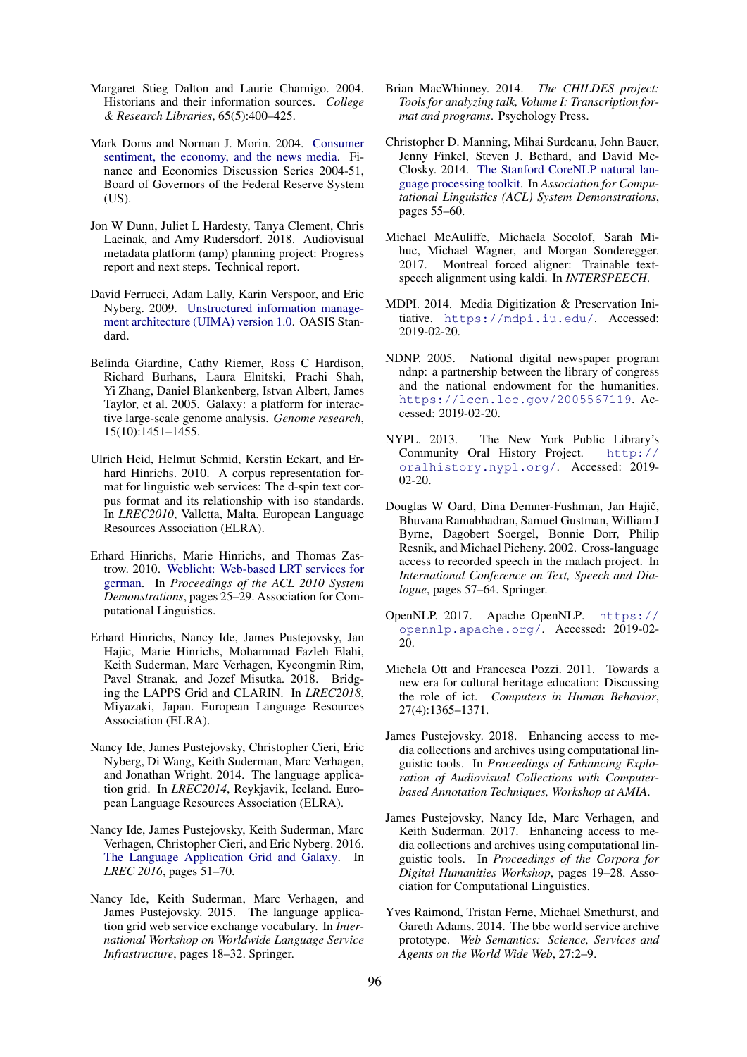Margaret Stieg Dalton and Laurie Charnigo. 2004. Historians and their information sources. *College & Research Libraries*, 65(5):400–425.

Mark Doms and Norman J. Morin. 2004. Consumer sentiment, the economy, and the news media. Finance and Economics Discussion Series 2004-51, Board of Governors of the Federal Reserve System (US).

Jon W Dunn, Juliet L Hardesty, Tanya Clement, Chris Lacinak, and Amy Rudersdorf. 2018. Audiovisual metadata platform (amp) planning project: Progress report and next steps. Technical report.

David Ferrucci, Adam Lally, Karin Verspoor, and Eric Nyberg. 2009. Unstructured information management architecture (UIMA) version 1.0. OASIS Standard.

Belinda Giardine, Cathy Riemer, Ross C Hardison, Richard Burhans, Laura Elnitski, Prachi Shah, Yi Zhang, Daniel Blankenberg, Istvan Albert, James Taylor, et al. 2005. Galaxy: a platform for interactive large-scale genome analysis. *Genome research*, 15(10):1451–1455.

Ulrich Heid, Helmut Schmid, Kerstin Eckart, and Erhard Hinrichs. 2010. A corpus representation format for linguistic web services: The d-spin text corpus format and its relationship with iso standards. In *LREC2010*, Valletta, Malta. European Language Resources Association (ELRA).

Erhard Hinrichs, Marie Hinrichs, and Thomas Zastrow. 2010. Weblicht: Web-based LRT services for german. In *Proceedings of the ACL 2010 System Demonstrations*, pages 25–29. Association for Computational Linguistics.

Erhard Hinrichs, Nancy Ide, James Pustejovsky, Jan Hajic, Marie Hinrichs, Mohammad Fazleh Elahi, Keith Suderman, Marc Verhagen, Kyeongmin Rim, Pavel Stranak, and Jozef Misutka. 2018. Bridging the LAPPS Grid and CLARIN. In *LREC2018*, Miyazaki, Japan. European Language Resources Association (ELRA).

Nancy Ide, James Pustejovsky, Christopher Cieri, Eric Nyberg, Di Wang, Keith Suderman, Marc Verhagen, and Jonathan Wright. 2014. The language application grid. In *LREC2014*, Reykjavik, Iceland. European Language Resources Association (ELRA).

Nancy Ide, James Pustejovsky, Keith Suderman, Marc Verhagen, Christopher Cieri, and Eric Nyberg. 2016. The Language Application Grid and Galaxy. In *LREC 2016*, pages 51–70.

Nancy Ide, Keith Suderman, Marc Verhagen, and James Pustejovsky. 2015. The language application grid web service exchange vocabulary. In *International Workshop on Worldwide Language Service Infrastructure*, pages 18–32. Springer.

Brian MacWhinney. 2014. *The CHILDES project: Tools for analyzing talk, Volume I: Transcription format and programs*. Psychology Press.

Christopher D. Manning, Mihai Surdeanu, John Bauer, Jenny Finkel, Steven J. Bethard, and David McClosky. 2014. The Stanford CoreNLP natural language processing toolkit. In *Association for Computational Linguistics (ACL) System Demonstrations*, pages 55–60.

Michael McAuliffe, Michaela Socolof, Sarah Mihuc, Michael Wagner, and Morgan Sonderegger. 2017. Montreal forced aligner: Trainable text-speech alignment using kaldi. In *INTERSPEECH*.

MDPI. 2014. Media Digitization & Preservation Initiative. https://mdpi.iu.edu/. Accessed: 2019-02-20.

NDNP. 2005. National digital newspaper program ndnp: a partnership between the library of congress and the national endowment for the humanities. https://lccn.loc.gov/2005567119. Accessed: 2019-02-20.

NYPL. 2013. The New York Public Library's Community Oral History Project. http://oralhistory.nypl.org/. Accessed: 2019-02-20.

Douglas W Oard, Dina Demner-Fushman, Jan Hajič, Bhuvana Ramabhadran, Samuel Gustman, William J Byrne, Dagobert Soergel, Bonnie Dorr, Philip Resnik, and Michael Picheny. 2002. Cross-language access to recorded speech in the malach project. In *International Conference on Text, Speech and Dialogue*, pages 57–64. Springer.

OpenNLP. 2017. Apache OpenNLP. https://opennlp.apache.org/. Accessed: 2019-02-20.

Michela Ott and Francesca Pozzi. 2011. Towards a new era for cultural heritage education: Discussing the role of ict. *Computers in Human Behavior*, 27(4):1365–1371.

James Pustejovsky. 2018. Enhancing access to media collections and archives using computational linguistic tools. In *Proceedings of Enhancing Exploration of Audiovisual Collections with Computer-based Annotation Techniques, Workshop at AMIA*.

James Pustejovsky, Nancy Ide, Marc Verhagen, and Keith Suderman. 2017. Enhancing access to media collections and archives using computational linguistic tools. In *Proceedings of the Corpora for Digital Humanities Workshop*, pages 19–28. Association for Computational Linguistics.

Yves Raimond, Tristan Ferne, Michael Smethurst, and Gareth Adams. 2014. The bbc world service archive prototype. *Web Semantics: Science, Services and Agents on the World Wide Web*, 27:2–9.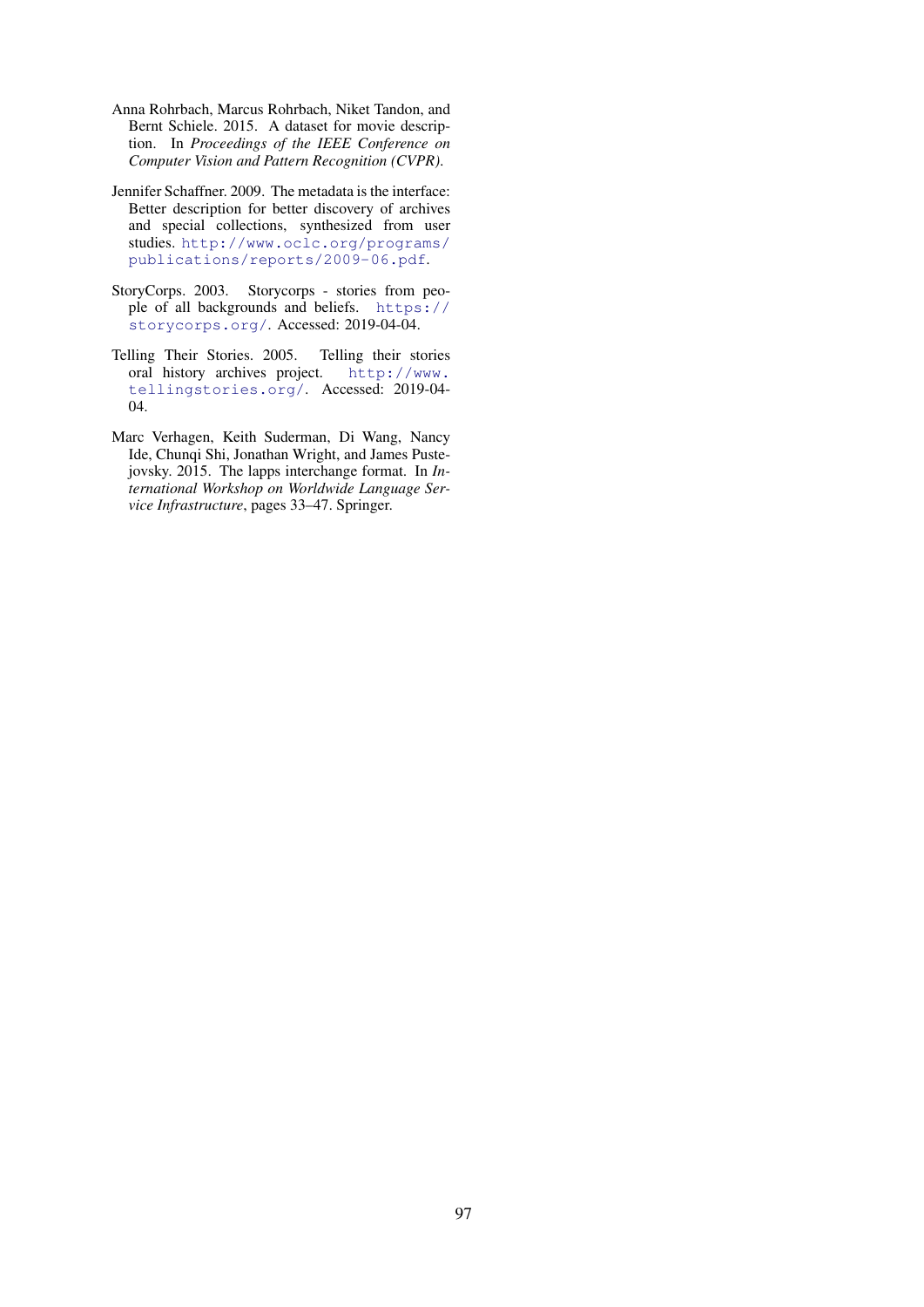Anna Rohrbach, Marcus Rohrbach, Niket Tandon, and Bernt Schiele. 2015. A dataset for movie description. In *Proceedings of the IEEE Conference on Computer Vision and Pattern Recognition (CVPR)*.

Jennifer Schaffner. 2009. The metadata is the interface: Better description for better discovery of archives and special collections, synthesized from user studies. http://www.oclc.org/programs/publications/reports/2009-06.pdf.

StoryCorps. 2003. Storycorps - stories from people of all backgrounds and beliefs. https://storycorps.org/. Accessed: 2019-04-04.

Telling Their Stories. 2005. Telling their stories oral history archives project. http://www.tellingstories.org/. Accessed: 2019-04-04.

Marc Verhagen, Keith Suderman, Di Wang, Nancy Ide, Chunqi Shi, Jonathan Wright, and James Pustejovsky. 2015. The lapps interchange format. In *International Workshop on Worldwide Language Service Infrastructure*, pages 33–47. Springer.